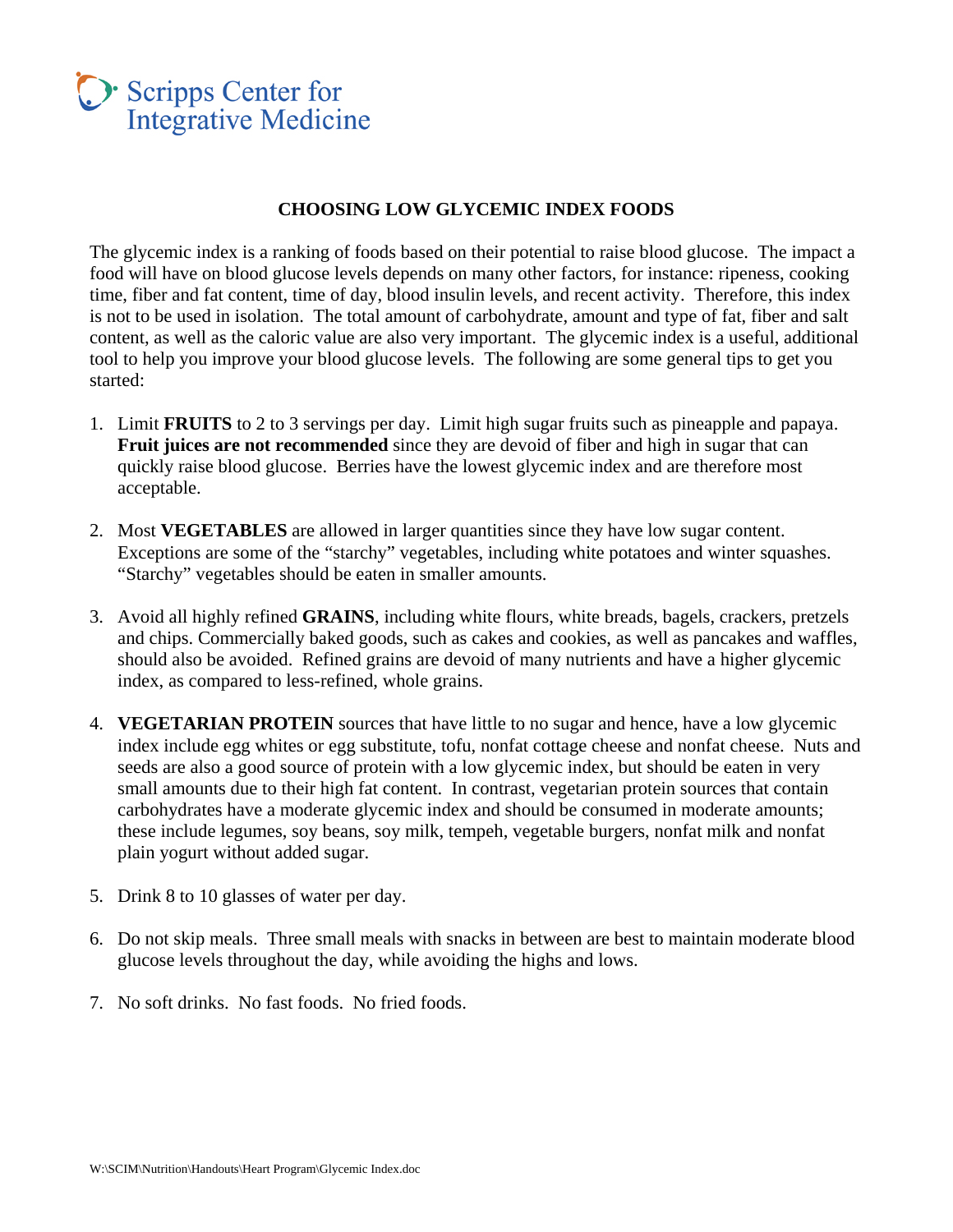Scripps Center for Integrative Medicine

# CHOOSING LOW GLYCEMIC INDEX FOODS

The glycemic index is a ranking of foods based on their potential to raise blood glucose. The impact a food will have on blood glucose levels depends on many other factors, for instance: ripeness, cooking time, fiber and fat content, time of day, blood insulin levels, and recent activity. Therefore, this index is not to be used in isolation. The total amount of carbohydrate, amount and type of fat, fiber and salt content, as well as the caloric value are also very important. The glycemic index is a useful, additional tool to help you improve your blood glucose levels. The following are some general tips to get you started:

1. Limit **FRUITS** to 2 to 3 servings per day. Limit high sugar fruits such as pineapple and papaya. **Fruit juices are not recommended** since they are devoid of fiber and high in sugar that can quickly raise blood glucose. Berries have the lowest glycemic index and are therefore most acceptable.

2. Most **VEGETABLES** are allowed in larger quantities since they have low sugar content. Exceptions are some of the "starchy" vegetables, including white potatoes and winter squashes. "Starchy" vegetables should be eaten in smaller amounts.

3. Avoid all highly refined **GRAINS**, including white flours, white breads, bagels, crackers, pretzels and chips. Commercially baked goods, such as cakes and cookies, as well as pancakes and waffles, should also be avoided. Refined grains are devoid of many nutrients and have a higher glycemic index, as compared to less-refined, whole grains.

4. **VEGETARIAN PROTEIN** sources that have little to no sugar and hence, have a low glycemic index include egg whites or egg substitute, tofu, nonfat cottage cheese and nonfat cheese. Nuts and seeds are also a good source of protein with a low glycemic index, but should be eaten in very small amounts due to their high fat content. In contrast, vegetarian protein sources that contain carbohydrates have a moderate glycemic index and should be consumed in moderate amounts; these include legumes, soy beans, soy milk, tempeh, vegetable burgers, nonfat milk and nonfat plain yogurt without added sugar.

5. Drink 8 to 10 glasses of water per day.

6. Do not skip meals. Three small meals with snacks in between are best to maintain moderate blood glucose levels throughout the day, while avoiding the highs and lows.

7. No soft drinks. No fast foods. No fried foods.

W:\SCIM\Nutrition\Handouts\Heart Program\Glycemic Index.doc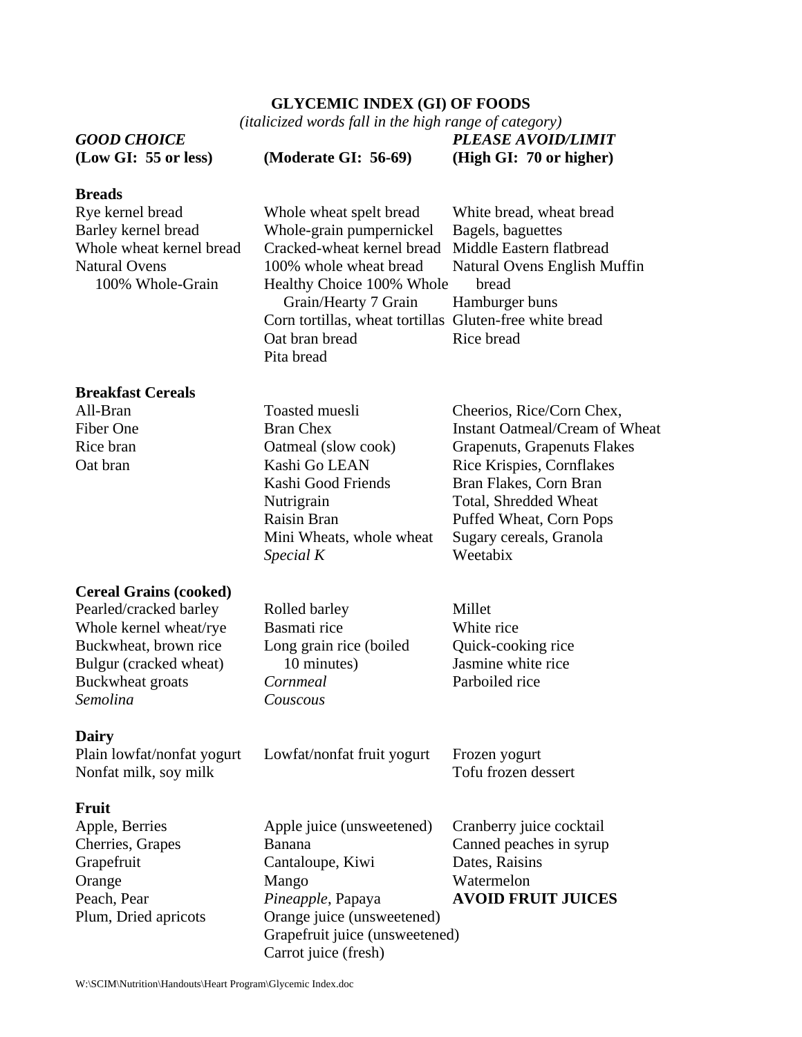**GLYCEMIC INDEX (GI) OF FOODS**

*(italicized words fall in the high range of category)*

| *GOOD CHOICE* **(Low GI: 55 or less)** | **(Moderate GI: 56-69)** | *PLEASE AVOID/LIMIT* **(High GI: 70 or higher)** |
|---|---|---|
| **Breads** | | |
| Rye kernel bread | Whole wheat spelt bread | White bread, wheat bread |
| Barley kernel bread | Whole-grain pumpernickel | Bagels, baguettes |
| Whole wheat kernel bread | Cracked-wheat kernel bread | Middle Eastern flatbread |
| Natural Ovens 100% Whole-Grain | 100% whole wheat bread | Natural Ovens English Muffin bread |
| | Healthy Choice 100% Whole Grain/Hearty 7 Grain | Hamburger buns |
| | Corn tortillas, wheat tortillas | Gluten-free white bread |
| | Oat bran bread | Rice bread |
| | Pita bread | |
| **Breakfast Cereals** | | |
| All-Bran | Toasted muesli | Cheerios, Rice/Corn Chex, |
| Fiber One | Bran Chex | Instant Oatmeal/Cream of Wheat |
| Rice bran | Oatmeal (slow cook) | Grapenuts, Grapenuts Flakes |
| Oat bran | Kashi Go LEAN | Rice Krispies, Cornflakes |
| | Kashi Good Friends | Bran Flakes, Corn Bran |
| | Nutrigrain | Total, Shredded Wheat |
| | Raisin Bran | Puffed Wheat, Corn Pops |
| | Mini Wheats, whole wheat | Sugary cereals, Granola |
| | *Special K* | Weetabix |
| **Cereal Grains (cooked)** | | |
| Pearled/cracked barley | Rolled barley | Millet |
| Whole kernel wheat/rye | Basmati rice | White rice |
| Buckwheat, brown rice | Long grain rice (boiled 10 minutes) | Quick-cooking rice |
| Bulgur (cracked wheat) | *Cornmeal* | Jasmine white rice |
| Buckwheat groats | *Couscous* | Parboiled rice |
| *Semolina* | | |
| **Dairy** | | |
| Plain lowfat/nonfat yogurt | Lowfat/nonfat fruit yogurt | Frozen yogurt |
| Nonfat milk, soy milk | | Tofu frozen dessert |
| **Fruit** | | |
| Apple, Berries | Apple juice (unsweetened) | Cranberry juice cocktail |
| Cherries, Grapes | Banana | Canned peaches in syrup |
| Grapefruit | Cantaloupe, Kiwi | Dates, Raisins |
| Orange | Mango | Watermelon |
| Peach, Pear | *Pineapple*, Papaya | **AVOID FRUIT JUICES** |
| Plum, Dried apricots | Orange juice (unsweetened) | |
| | Grapefruit juice (unsweetened) | |
| | Carrot juice (fresh) | |

W:\SCIM\Nutrition\Handouts\Heart Program\Glycemic Index.doc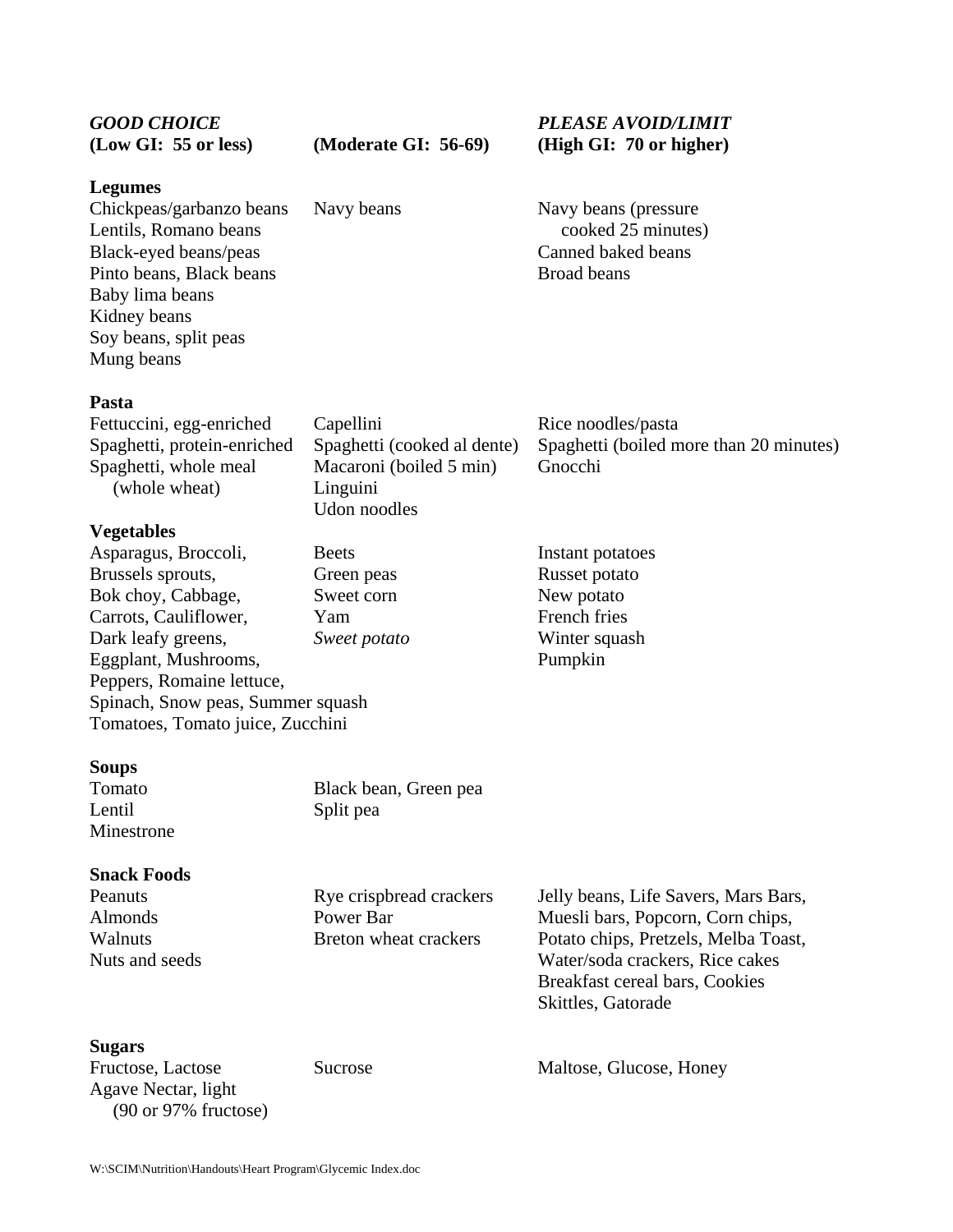| *GOOD CHOICE* **(Low GI: 55 or less)** | **(Moderate GI: 56-69)** | *PLEASE AVOID/LIMIT* **(High GI: 70 or higher)** |
|---|---|---|
| **Legumes** | | |
| Chickpeas/garbanzo beans | Navy beans | Navy beans (pressure cooked 25 minutes) |
| Lentils, Romano beans | | Canned baked beans |
| Black-eyed beans/peas | | Broad beans |
| Pinto beans, Black beans | | |
| Baby lima beans | | |
| Kidney beans | | |
| Soy beans, split peas | | |
| Mung beans | | |
| **Pasta** | | |
| Fettuccini, egg-enriched | Capellini | Rice noodles/pasta |
| Spaghetti, protein-enriched | Spaghetti (cooked al dente) | Spaghetti (boiled more than 20 minutes) |
| Spaghetti, whole meal (whole wheat) | Macaroni (boiled 5 min) | Gnocchi |
| | Linguini | |
| | Udon noodles | |
| **Vegetables** | | |
| Asparagus, Broccoli, | Beets | Instant potatoes |
| Brussels sprouts, | Green peas | Russet potato |
| Bok choy, Cabbage, | Sweet corn | New potato |
| Carrots, Cauliflower, | Yam | French fries |
| Dark leafy greens, | *Sweet potato* | Winter squash |
| Eggplant, Mushrooms, | | Pumpkin |
| Peppers, Romaine lettuce, | | |
| Spinach, Snow peas, Summer squash | | |
| Tomatoes, Tomato juice, Zucchini | | |
| **Soups** | | |
| Tomato | Black bean, Green pea | |
| Lentil | Split pea | |
| Minestrone | | |
| **Snack Foods** | | |
| Peanuts | Rye crispbread crackers | Jelly beans, Life Savers, Mars Bars, |
| Almonds | Power Bar | Muesli bars, Popcorn, Corn chips, |
| Walnuts | Breton wheat crackers | Potato chips, Pretzels, Melba Toast, |
| Nuts and seeds | | Water/soda crackers, Rice cakes |
| | | Breakfast cereal bars, Cookies |
| | | Skittles, Gatorade |
| **Sugars** | | |
| Fructose, Lactose | Sucrose | Maltose, Glucose, Honey |
| Agave Nectar, light (90 or 97% fructose) | | |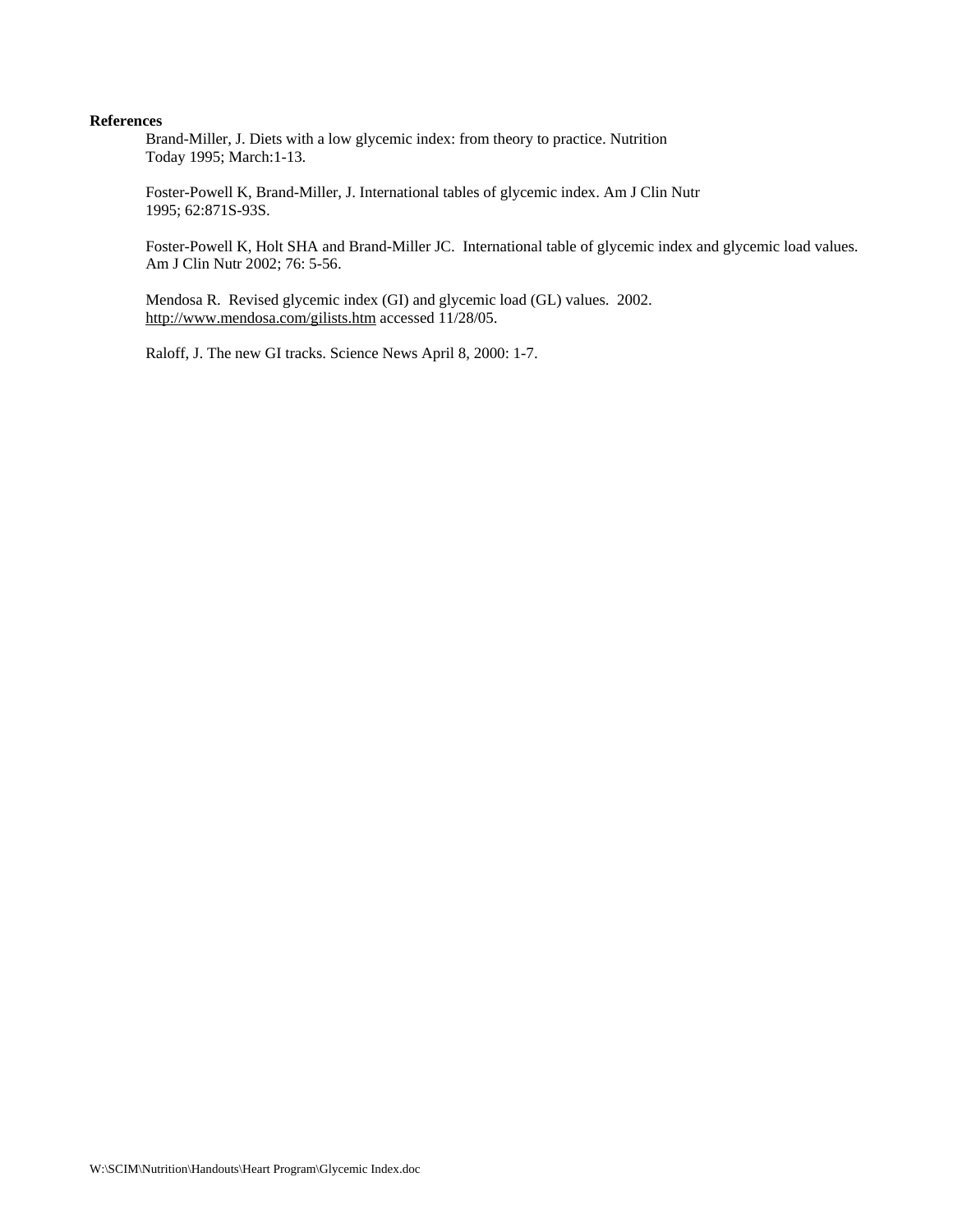**References**

Brand-Miller, J. Diets with a low glycemic index: from theory to practice. Nutrition Today 1995; March:1-13.

Foster-Powell K, Brand-Miller, J. International tables of glycemic index. Am J Clin Nutr 1995; 62:871S-93S.

Foster-Powell K, Holt SHA and Brand-Miller JC. International table of glycemic index and glycemic load values. Am J Clin Nutr 2002; 76: 5-56.

Mendosa R. Revised glycemic index (GI) and glycemic load (GL) values. 2002. http://www.mendosa.com/gilists.htm accessed 11/28/05.

Raloff, J. The new GI tracks. Science News April 8, 2000: 1-7.